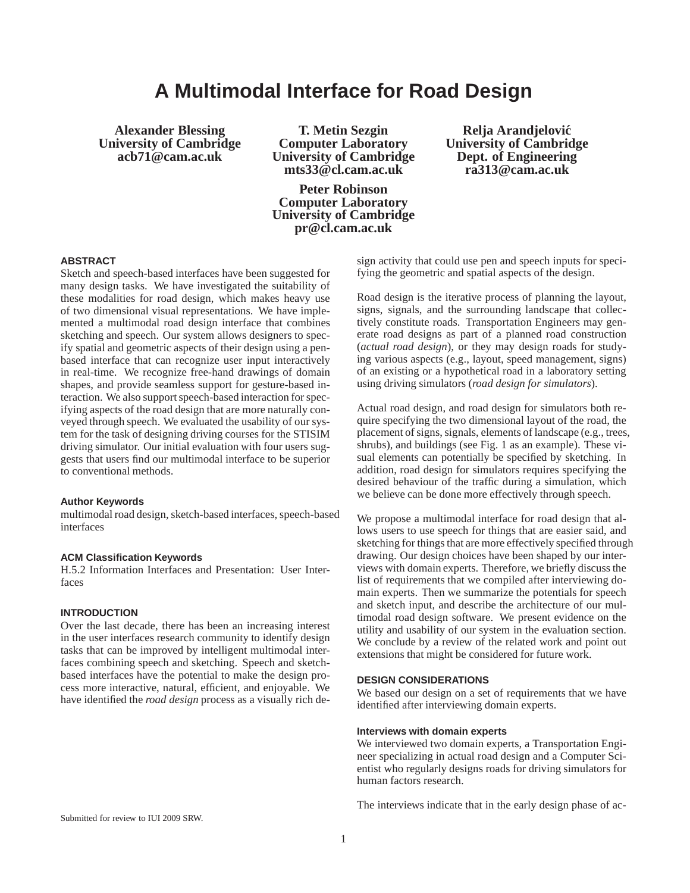// A Multimodal Interface for Road Design

**Alexander Blessing**
**University of Cambridge**
**acb71@cam.ac.uk**

**T. Metin Sezgin**
**Computer Laboratory**
**University of Cambridge**
**mts33@cl.cam.ac.uk**

**Relja Arandjelović**
**University of Cambridge**
**Dept. of Engineering**
**ra313@cam.ac.uk**

**Peter Robinson**
**Computer Laboratory**
**University of Cambridge**
**pr@cl.cam.ac.uk**

## ABSTRACT

Sketch and speech-based interfaces have been suggested for many design tasks. We have investigated the suitability of these modalities for road design, which makes heavy use of two dimensional visual representations. We have implemented a multimodal road design interface that combines sketching and speech. Our system allows designers to specify spatial and geometric aspects of their design using a pen-based interface that can recognize user input interactively in real-time. We recognize free-hand drawings of domain shapes, and provide seamless support for gesture-based interaction. We also support speech-based interaction for specifying aspects of the road design that are more naturally conveyed through speech. We evaluated the usability of our system for the task of designing driving courses for the STISIM driving simulator. Our initial evaluation with four users suggests that users find our multimodal interface to be superior to conventional methods.

### Author Keywords

multimodal road design, sketch-based interfaces, speech-based interfaces

### ACM Classification Keywords

H.5.2 Information Interfaces and Presentation: User Interfaces

## INTRODUCTION

Over the last decade, there has been an increasing interest in the user interfaces research community to identify design tasks that can be improved by intelligent multimodal interfaces combining speech and sketching. Speech and sketch-based interfaces have the potential to make the design process more interactive, natural, efficient, and enjoyable. We have identified the *road design* process as a visually rich design activity that could use pen and speech inputs for specifying the geometric and spatial aspects of the design.

Road design is the iterative process of planning the layout, signs, signals, and the surrounding landscape that collectively constitute roads. Transportation Engineers may generate road designs as part of a planned road construction (*actual road design*), or they may design roads for studying various aspects (e.g., layout, speed management, signs) of an existing or a hypothetical road in a laboratory setting using driving simulators (*road design for simulators*).

Actual road design, and road design for simulators both require specifying the two dimensional layout of the road, the placement of signs, signals, elements of landscape (e.g., trees, shrubs), and buildings (see Fig. 1 as an example). These visual elements can potentially be specified by sketching. In addition, road design for simulators requires specifying the desired behaviour of the traffic during a simulation, which we believe can be done more effectively through speech.

We propose a multimodal interface for road design that allows users to use speech for things that are easier said, and sketching for things that are more effectively specified through drawing. Our design choices have been shaped by our interviews with domain experts. Therefore, we briefly discuss the list of requirements that we compiled after interviewing domain experts. Then we summarize the potentials for speech and sketch input, and describe the architecture of our multimodal road design software. We present evidence on the utility and usability of our system in the evaluation section. We conclude by a review of the related work and point out extensions that might be considered for future work.

## DESIGN CONSIDERATIONS

We based our design on a set of requirements that we have identified after interviewing domain experts.

### Interviews with domain experts

We interviewed two domain experts, a Transportation Engineer specializing in actual road design and a Computer Scientist who regularly designs roads for driving simulators for human factors research.

The interviews indicate that in the early design phase of ac-

Submitted for review to IUI 2009 SRW.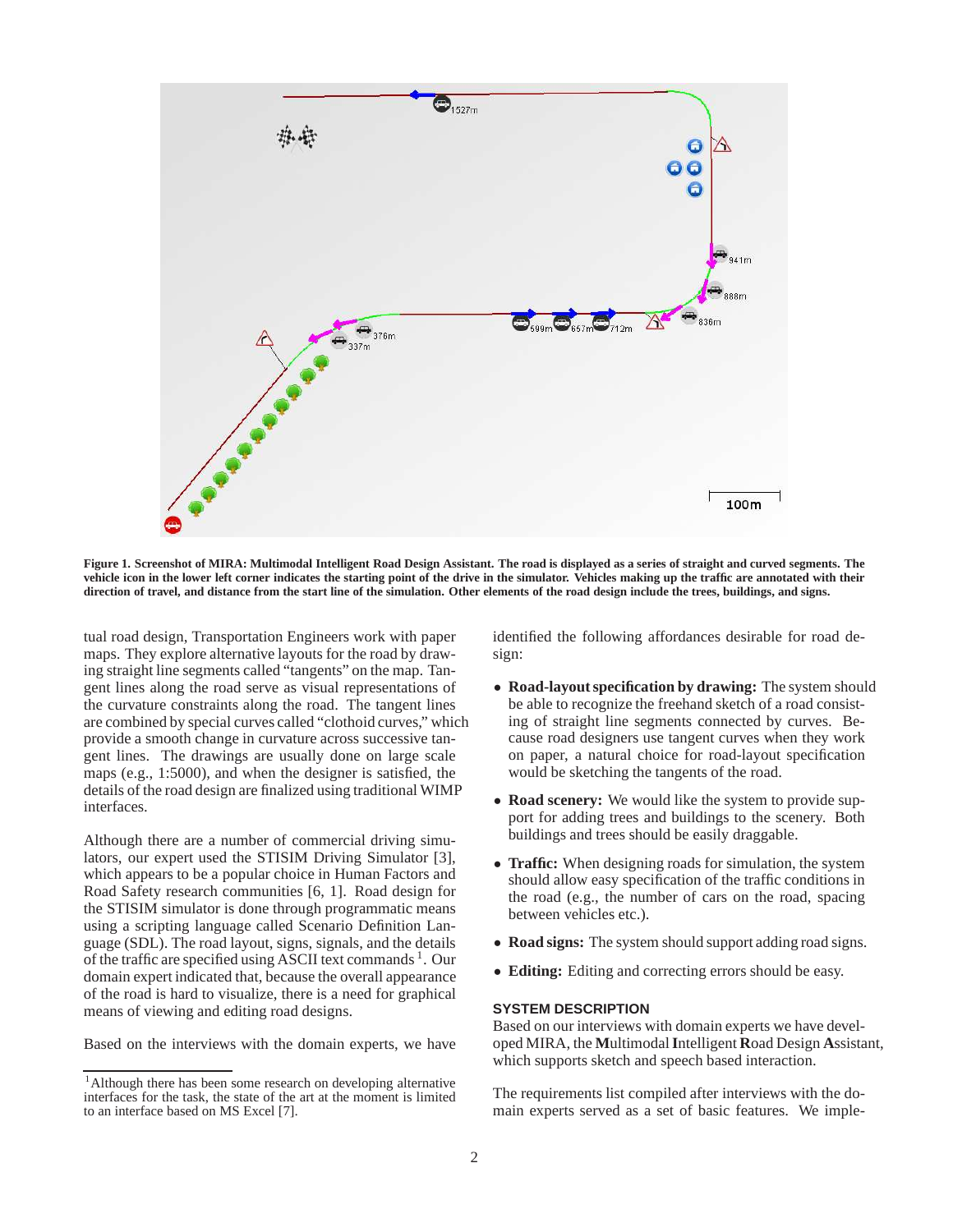**Figure 1. Screenshot of MIRA: Multimodal Intelligent Road Design Assistant. The road is displayed as a series of straight and curved segments. The vehicle icon in the lower left corner indicates the starting point of the drive in the simulator. Vehicles making up the traffic are annotated with their direction of travel, and distance from the start line of the simulation. Other elements of the road design include the trees, buildings, and signs.**

tual road design, Transportation Engineers work with paper maps. They explore alternative layouts for the road by drawing straight line segments called "tangents" on the map. Tangent lines along the road serve as visual representations of the curvature constraints along the road. The tangent lines are combined by special curves called "clothoid curves," which provide a smooth change in curvature across successive tangent lines. The drawings are usually done on large scale maps (e.g., 1:5000), and when the designer is satisfied, the details of the road design are finalized using traditional WIMP interfaces.

Although there are a number of commercial driving simulators, our expert used the STISIM Driving Simulator [3], which appears to be a popular choice in Human Factors and Road Safety research communities [6, 1]. Road design for the STISIM simulator is done through programmatic means using a scripting language called Scenario Definition Language (SDL). The road layout, signs, signals, and the details of the traffic are specified using ASCII text commands [1]. Our domain expert indicated that, because the overall appearance of the road is hard to visualize, there is a need for graphical means of viewing and editing road designs.

Based on the interviews with the domain experts, we have identified the following affordances desirable for road design:

- **Road-layout specification by drawing:** The system should be able to recognize the freehand sketch of a road consisting of straight line segments connected by curves. Because road designers use tangent curves when they work on paper, a natural choice for road-layout specification would be sketching the tangents of the road.
- **Road scenery:** We would like the system to provide support for adding trees and buildings to the scenery. Both buildings and trees should be easily draggable.
- **Traffic:** When designing roads for simulation, the system should allow easy specification of the traffic conditions in the road (e.g., the number of cars on the road, spacing between vehicles etc.).
- **Road signs:** The system should support adding road signs.
- **Editing:** Editing and correcting errors should be easy.

## SYSTEM DESCRIPTION

Based on our interviews with domain experts we have developed MIRA, the **M**ultimodal **I**ntelligent **R**oad Design **A**ssistant, which supports sketch and speech based interaction.

The requirements list compiled after interviews with the domain experts served as a set of basic features. We imple-

[1] Although there has been some research on developing alternative interfaces for the task, the state of the art at the moment is limited to an interface based on MS Excel [7].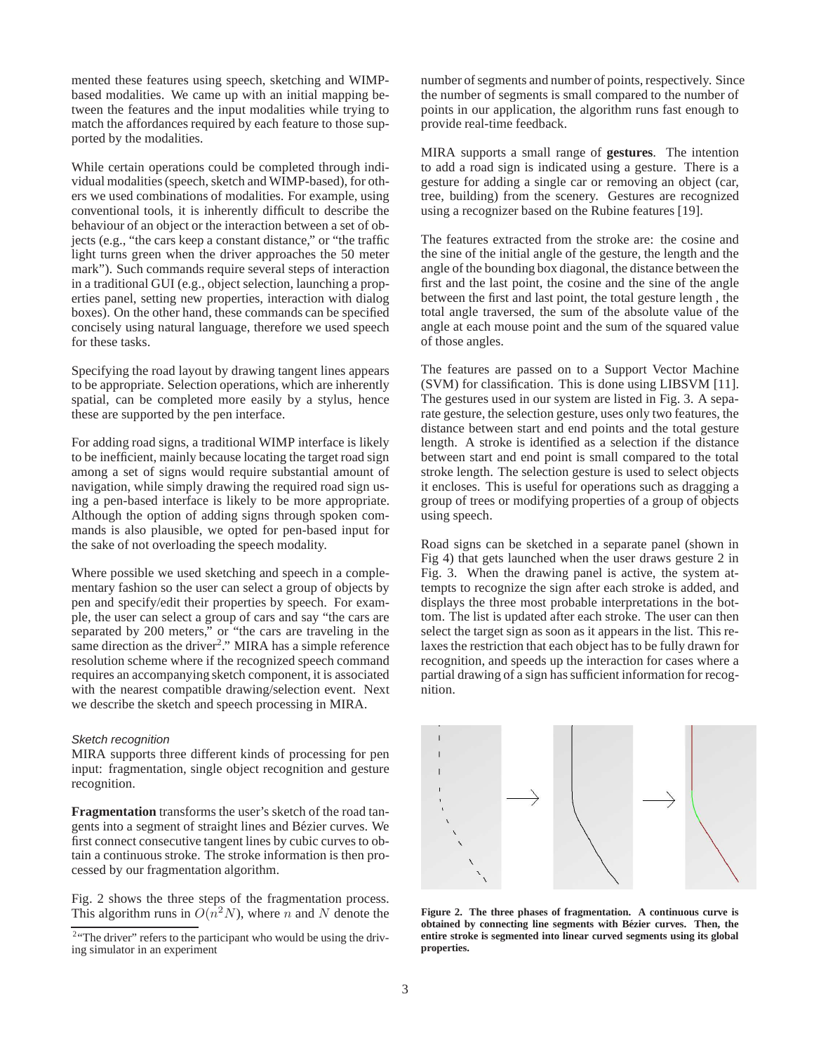mented these features using speech, sketching and WIMP-based modalities. We came up with an initial mapping between the features and the input modalities while trying to match the affordances required by each feature to those supported by the modalities.

While certain operations could be completed through individual modalities (speech, sketch and WIMP-based), for others we used combinations of modalities. For example, using conventional tools, it is inherently difficult to describe the behaviour of an object or the interaction between a set of objects (e.g., "the cars keep a constant distance," or "the traffic light turns green when the driver approaches the 50 meter mark"). Such commands require several steps of interaction in a traditional GUI (e.g., object selection, launching a properties panel, setting new properties, interaction with dialog boxes). On the other hand, these commands can be specified concisely using natural language, therefore we used speech for these tasks.

Specifying the road layout by drawing tangent lines appears to be appropriate. Selection operations, which are inherently spatial, can be completed more easily by a stylus, hence these are supported by the pen interface.

For adding road signs, a traditional WIMP interface is likely to be inefficient, mainly because locating the target road sign among a set of signs would require substantial amount of navigation, while simply drawing the required road sign using a pen-based interface is likely to be more appropriate. Although the option of adding signs through spoken commands is also plausible, we opted for pen-based input for the sake of not overloading the speech modality.

Where possible we used sketching and speech in a complementary fashion so the user can select a group of objects by pen and specify/edit their properties by speech. For example, the user can select a group of cars and say "the cars are separated by 200 meters," or "the cars are traveling in the same direction as the driver[2]." MIRA has a simple reference resolution scheme where if the recognized speech command requires an accompanying sketch component, it is associated with the nearest compatible drawing/selection event. Next we describe the sketch and speech processing in MIRA.

### *Sketch recognition*

MIRA supports three different kinds of processing for pen input: fragmentation, single object recognition and gesture recognition.

**Fragmentation** transforms the user's sketch of the road tangents into a segment of straight lines and Bézier curves. We first connect consecutive tangent lines by cubic curves to obtain a continuous stroke. The stroke information is then processed by our fragmentation algorithm.

Fig. 2 shows the three steps of the fragmentation process. This algorithm runs in $O(n^2N)$, where $n$ and $N$ denote the number of segments and number of points, respectively. Since the number of segments is small compared to the number of points in our application, the algorithm runs fast enough to provide real-time feedback.

MIRA supports a small range of **gestures**. The intention to add a road sign is indicated using a gesture. There is a gesture for adding a single car or removing an object (car, tree, building) from the scenery. Gestures are recognized using a recognizer based on the Rubine features [19].

The features extracted from the stroke are: the cosine and the sine of the initial angle of the gesture, the length and the angle of the bounding box diagonal, the distance between the first and the last point, the cosine and the sine of the angle between the first and last point, the total gesture length , the total angle traversed, the sum of the absolute value of the angle at each mouse point and the sum of the squared value of those angles.

The features are passed on to a Support Vector Machine (SVM) for classification. This is done using LIBSVM [11]. The gestures used in our system are listed in Fig. 3. A separate gesture, the selection gesture, uses only two features, the distance between start and end points and the total gesture length. A stroke is identified as a selection if the distance between start and end point is small compared to the total stroke length. The selection gesture is used to select objects it encloses. This is useful for operations such as dragging a group of trees or modifying properties of a group of objects using speech.

Road signs can be sketched in a separate panel (shown in Fig 4) that gets launched when the user draws gesture 2 in Fig. 3. When the drawing panel is active, the system attempts to recognize the sign after each stroke is added, and displays the three most probable interpretations in the bottom. The list is updated after each stroke. The user can then select the target sign as soon as it appears in the list. This relaxes the restriction that each object has to be fully drawn for recognition, and speeds up the interaction for cases where a partial drawing of a sign has sufficient information for recognition.

**Figure 2. The three phases of fragmentation. A continuous curve is obtained by connecting line segments with Bézier curves. Then, the entire stroke is segmented into linear curved segments using its global properties.**

[2] "The driver" refers to the participant who would be using the driving simulator in an experiment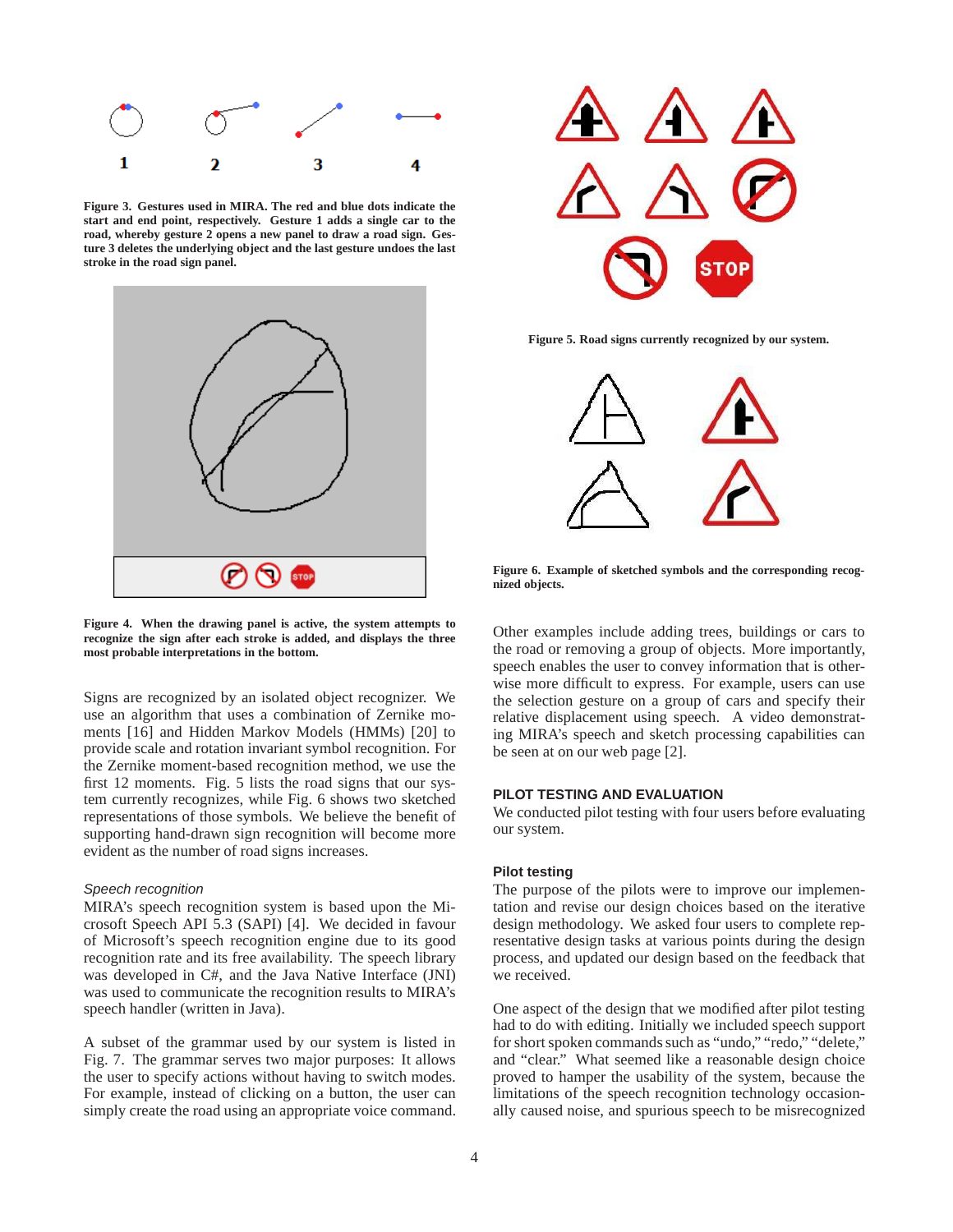1 2 3 4

**Figure 3. Gestures used in MIRA. The red and blue dots indicate the start and end point, respectively. Gesture 1 adds a single car to the road, whereby gesture 2 opens a new panel to draw a road sign. Gesture 3 deletes the underlying object and the last gesture undoes the last stroke in the road sign panel.**

**Figure 4. When the drawing panel is active, the system attempts to recognize the sign after each stroke is added, and displays the three most probable interpretations in the bottom.**

Signs are recognized by an isolated object recognizer. We use an algorithm that uses a combination of Zernike moments [16] and Hidden Markov Models (HMMs) [20] to provide scale and rotation invariant symbol recognition. For the Zernike moment-based recognition method, we use the first 12 moments. Fig. 5 lists the road signs that our system currently recognizes, while Fig. 6 shows two sketched representations of those symbols. We believe the benefit of supporting hand-drawn sign recognition will become more evident as the number of road signs increases.

*Speech recognition*

MIRA's speech recognition system is based upon the Microsoft Speech API 5.3 (SAPI) [4]. We decided in favour of Microsoft's speech recognition engine due to its good recognition rate and its free availability. The speech library was developed in C#, and the Java Native Interface (JNI) was used to communicate the recognition results to MIRA's speech handler (written in Java).

A subset of the grammar used by our system is listed in Fig. 7. The grammar serves two major purposes: It allows the user to specify actions without having to switch modes. For example, instead of clicking on a button, the user can simply create the road using an appropriate voice command.

**Figure 5. Road signs currently recognized by our system.**

**Figure 6. Example of sketched symbols and the corresponding recognized objects.**

Other examples include adding trees, buildings or cars to the road or removing a group of objects. More importantly, speech enables the user to convey information that is otherwise more difficult to express. For example, users can use the selection gesture on a group of cars and specify their relative displacement using speech. A video demonstrating MIRA's speech and sketch processing capabilities can be seen at on our web page [2].

## PILOT TESTING AND EVALUATION

We conducted pilot testing with four users before evaluating our system.

### Pilot testing

The purpose of the pilots were to improve our implementation and revise our design choices based on the iterative design methodology. We asked four users to complete representative design tasks at various points during the design process, and updated our design based on the feedback that we received.

One aspect of the design that we modified after pilot testing had to do with editing. Initially we included speech support for short spoken commands such as "undo," "redo," "delete," and "clear." What seemed like a reasonable design choice proved to hamper the usability of the system, because the limitations of the speech recognition technology occasionally caused noise, and spurious speech to be misrecognized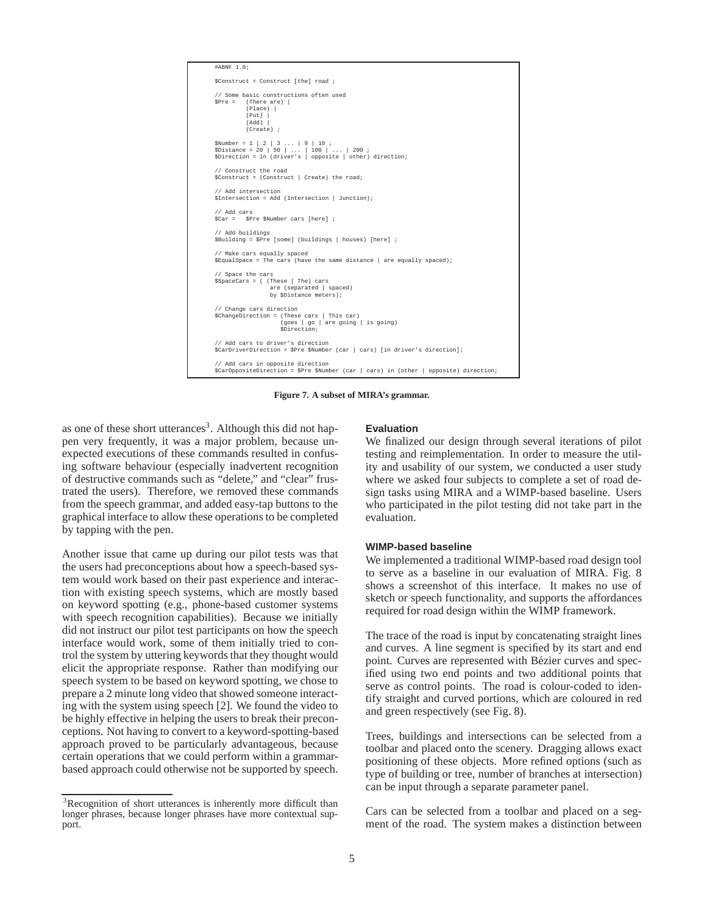```
#ABNF 1.0;

$Construct = Construct [the] road ;

// Some basic constructions often used
$Pre =   (There are) |
         (Place) |
         (Put) |
         (Add) |
         (Create) ;

$Number = 1 | 2 | 3 ... | 9 | 10 ;
$Distance = 20 | 50 | ... | 100 | ... | 200 ;
$Direction = in (driver's | opposite | other) direction;

// Construct the road
$Construct = (Construct | Create) the road;

// Add intersection
$Intersection = Add (Intersection | Junction);

// Add cars
$Car =   $Pre $Number cars [here] ;

// Add buildings
$Building = $Pre [some] (buildings | houses) [here] ;

// Make cars equally spaced
$EqualSpace = The cars (have the same distance | are equally spaced);

// Space the cars
$SpaceCars = ( (These | The) cars
               are (separated | spaced)
               by $Distance meters);

// Change cars direction
$ChangeDirection = (These cars | This car)
                   (goes | go | are going | is going)
                   $Direction;

// Add cars to driver's direction
$CarDriverDirection = $Pre $Number (car | cars) [in driver's direction];

// Add cars in opposite direction
$CarOppositeDirection = $Pre $Number (car | cars) in (other | opposite) direction;
```

**Figure 7. A subset of MIRA's grammar.**

as one of these short utterances[3]. Although this did not happen very frequently, it was a major problem, because unexpected executions of these commands resulted in confusing software behaviour (especially inadvertent recognition of destructive commands such as "delete," and "clear" frustrated the users). Therefore, we removed these commands from the speech grammar, and added easy-tap buttons to the graphical interface to allow these operations to be completed by tapping with the pen.

Another issue that came up during our pilot tests was that the users had preconceptions about how a speech-based system would work based on their past experience and interaction with existing speech systems, which are mostly based on keyword spotting (e.g., phone-based customer systems with speech recognition capabilities). Because we initially did not instruct our pilot test participants on how the speech interface would work, some of them initially tried to control the system by uttering keywords that they thought would elicit the appropriate response. Rather than modifying our speech system to be based on keyword spotting, we chose to prepare a 2 minute long video that showed someone interacting with the system using speech [2]. We found the video to be highly effective in helping the users to break their preconceptions. Not having to convert to a keyword-spotting-based approach proved to be particularly advantageous, because certain operations that we could perform within a grammar-based approach could otherwise not be supported by speech.

[3]Recognition of short utterances is inherently more difficult than longer phrases, because longer phrases have more contextual support.

### Evaluation

We finalized our design through several iterations of pilot testing and reimplementation. In order to measure the utility and usability of our system, we conducted a user study where we asked four subjects to complete a set of road design tasks using MIRA and a WIMP-based baseline. Users who participated in the pilot testing did not take part in the evaluation.

### WIMP-based baseline

We implemented a traditional WIMP-based road design tool to serve as a baseline in our evaluation of MIRA. Fig. 8 shows a screenshot of this interface. It makes no use of sketch or speech functionality, and supports the affordances required for road design within the WIMP framework.

The trace of the road is input by concatenating straight lines and curves. A line segment is specified by its start and end point. Curves are represented with Bézier curves and specified using two end points and two additional points that serve as control points. The road is colour-coded to identify straight and curved portions, which are coloured in red and green respectively (see Fig. 8).

Trees, buildings and intersections can be selected from a toolbar and placed onto the scenery. Dragging allows exact positioning of these objects. More refined options (such as type of building or tree, number of branches at intersection) can be input through a separate parameter panel.

Cars can be selected from a toolbar and placed on a segment of the road. The system makes a distinction between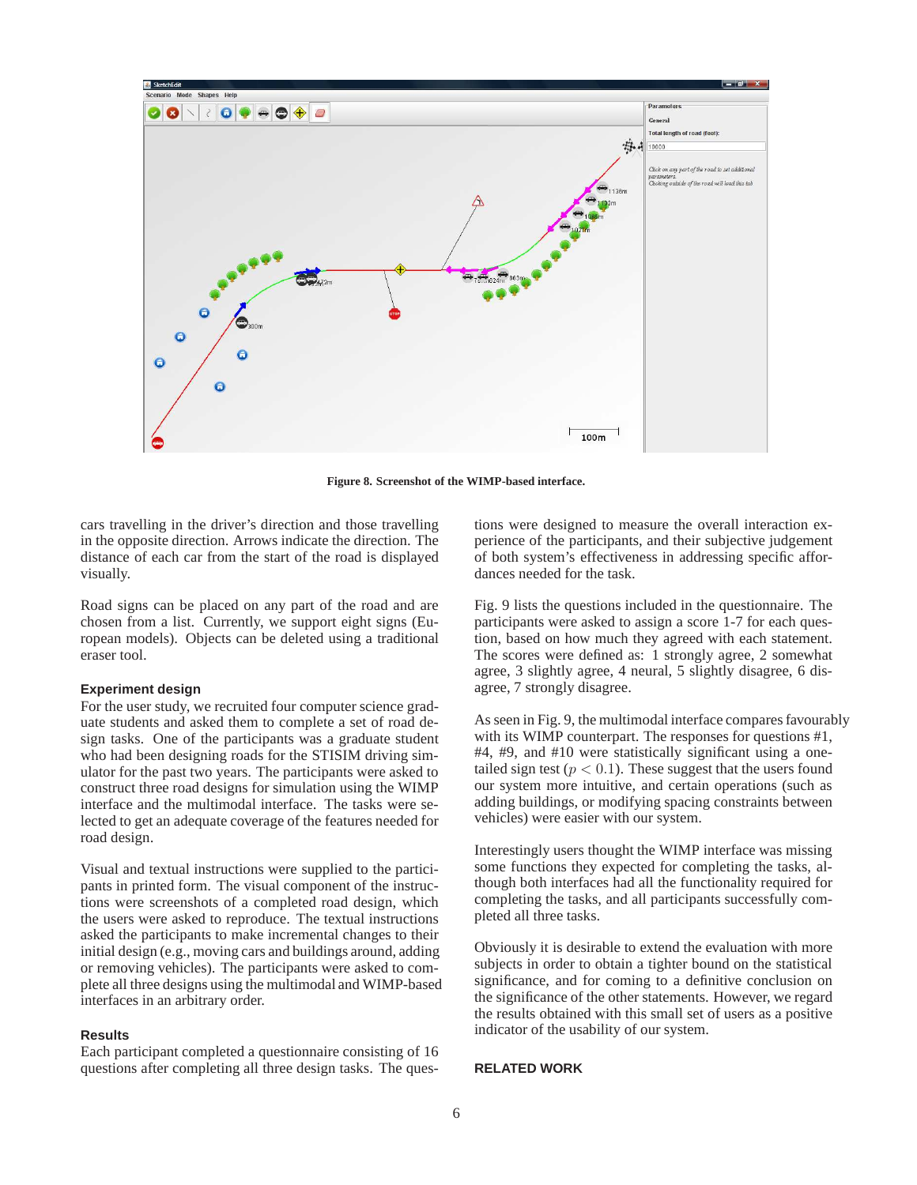Figure 8. Screenshot of the WIMP-based interface.

cars travelling in the driver's direction and those travelling in the opposite direction. Arrows indicate the direction. The distance of each car from the start of the road is displayed visually.

Road signs can be placed on any part of the road and are chosen from a list. Currently, we support eight signs (European models). Objects can be deleted using a traditional eraser tool.

### Experiment design

For the user study, we recruited four computer science graduate students and asked them to complete a set of road design tasks. One of the participants was a graduate student who had been designing roads for the STISIM driving simulator for the past two years. The participants were asked to construct three road designs for simulation using the WIMP interface and the multimodal interface. The tasks were selected to get an adequate coverage of the features needed for road design.

Visual and textual instructions were supplied to the participants in printed form. The visual component of the instructions were screenshots of a completed road design, which the users were asked to reproduce. The textual instructions asked the participants to make incremental changes to their initial design (e.g., moving cars and buildings around, adding or removing vehicles). The participants were asked to complete all three designs using the multimodal and WIMP-based interfaces in an arbitrary order.

### Results

Each participant completed a questionnaire consisting of 16 questions after completing all three design tasks. The questions were designed to measure the overall interaction experience of the participants, and their subjective judgement of both system's effectiveness in addressing specific affordances needed for the task.

Fig. 9 lists the questions included in the questionnaire. The participants were asked to assign a score 1-7 for each question, based on how much they agreed with each statement. The scores were defined as: 1 strongly agree, 2 somewhat agree, 3 slightly agree, 4 neural, 5 slightly disagree, 6 disagree, 7 strongly disagree.

As seen in Fig. 9, the multimodal interface compares favourably with its WIMP counterpart. The responses for questions #1, #4, #9, and #10 were statistically significant using a one-tailed sign test ($p < 0.1$). These suggest that the users found our system more intuitive, and certain operations (such as adding buildings, or modifying spacing constraints between vehicles) were easier with our system.

Interestingly users thought the WIMP interface was missing some functions they expected for completing the tasks, although both interfaces had all the functionality required for completing the tasks, and all participants successfully completed all three tasks.

Obviously it is desirable to extend the evaluation with more subjects in order to obtain a tighter bound on the statistical significance, and for coming to a definitive conclusion on the significance of the other statements. However, we regard the results obtained with this small set of users as a positive indicator of the usability of our system.

## RELATED WORK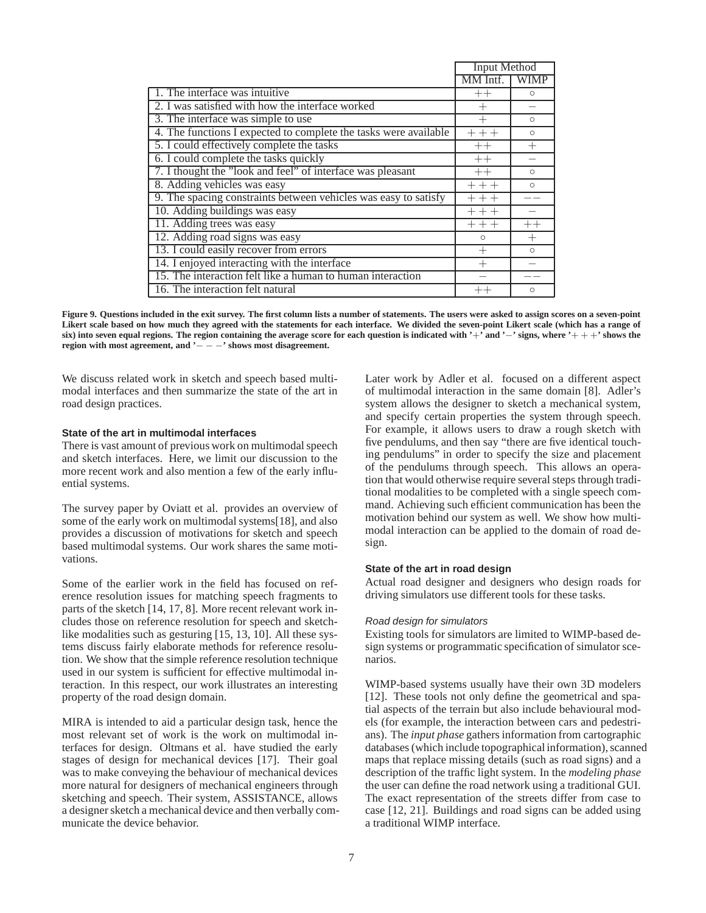| | Input Method | |
|---|---|---|
| | MM Intf. | WIMP |
| 1. The interface was intuitive | $++$ | $\circ$ |
| 2. I was satisfied with how the interface worked | $+$ | $-$ |
| 3. The interface was simple to use | $+$ | $\circ$ |
| 4. The functions I expected to complete the tasks were available | $+++$ | $\circ$ |
| 5. I could effectively complete the tasks | $++$ | $+$ |
| 6. I could complete the tasks quickly | $++$ | $-$ |
| 7. I thought the "look and feel" of interface was pleasant | $++$ | $\circ$ |
| 8. Adding vehicles was easy | $+++$ | $\circ$ |
| 9. The spacing constraints between vehicles was easy to satisfy | $+++$ | $--$ |
| 10. Adding buildings was easy | $+++$ | $-$ |
| 11. Adding trees was easy | $+++$ | $++$ |
| 12. Adding road signs was easy | $\circ$ | $+$ |
| 13. I could easily recover from errors | $+$ | $\circ$ |
| 14. I enjoyed interacting with the interface | $+$ | $-$ |
| 15. The interaction felt like a human to human interaction | $-$ | $--$ |
| 16. The interaction felt natural | $++$ | $\circ$ |

**Figure 9. Questions included in the exit survey. The first column lists a number of statements. The users were asked to assign scores on a seven-point Likert scale based on how much they agreed with the statements for each interface. We divided the seven-point Likert scale (which has a range of six) into seven equal regions. The region containing the average score for each question is indicated with '$+$' and '$-$' signs, where '$+++$' shows the region with most agreement, and '$---$' shows most disagreement.**

We discuss related work in sketch and speech based multimodal interfaces and then summarize the state of the art in road design practices.

#### State of the art in multimodal interfaces

There is vast amount of previous work on multimodal speech and sketch interfaces. Here, we limit our discussion to the more recent work and also mention a few of the early influential systems.

The survey paper by Oviatt et al. provides an overview of some of the early work on multimodal systems[18], and also provides a discussion of motivations for sketch and speech based multimodal systems. Our work shares the same motivations.

Some of the earlier work in the field has focused on reference resolution issues for matching speech fragments to parts of the sketch [14, 17, 8]. More recent relevant work includes those on reference resolution for speech and sketch-like modalities such as gesturing [15, 13, 10]. All these systems discuss fairly elaborate methods for reference resolution. We show that the simple reference resolution technique used in our system is sufficient for effective multimodal interaction. In this respect, our work illustrates an interesting property of the road design domain.

MIRA is intended to aid a particular design task, hence the most relevant set of work is the work on multimodal interfaces for design. Oltmans et al. have studied the early stages of design for mechanical devices [17]. Their goal was to make conveying the behaviour of mechanical devices more natural for designers of mechanical engineers through sketching and speech. Their system, ASSISTANCE, allows a designer sketch a mechanical device and then verbally communicate the device behavior.

Later work by Adler et al. focused on a different aspect of multimodal interaction in the same domain [8]. Adler's system allows the designer to sketch a mechanical system, and specify certain properties the system through speech. For example, it allows users to draw a rough sketch with five pendulums, and then say "there are five identical touching pendulums" in order to specify the size and placement of the pendulums through speech. This allows an operation that would otherwise require several steps through traditional modalities to be completed with a single speech command. Achieving such efficient communication has been the motivation behind our system as well. We show how multimodal interaction can be applied to the domain of road design.

#### State of the art in road design

Actual road designer and designers who design roads for driving simulators use different tools for these tasks.

##### *Road design for simulators*

Existing tools for simulators are limited to WIMP-based design systems or programmatic specification of simulator scenarios.

WIMP-based systems usually have their own 3D modelers [12]. These tools not only define the geometrical and spatial aspects of the terrain but also include behavioural models (for example, the interaction between cars and pedestrians). The *input phase* gathers information from cartographic databases (which include topographical information), scanned maps that replace missing details (such as road signs) and a description of the traffic light system. In the *modeling phase* the user can define the road network using a traditional GUI. The exact representation of the streets differ from case to case [12, 21]. Buildings and road signs can be added using a traditional WIMP interface.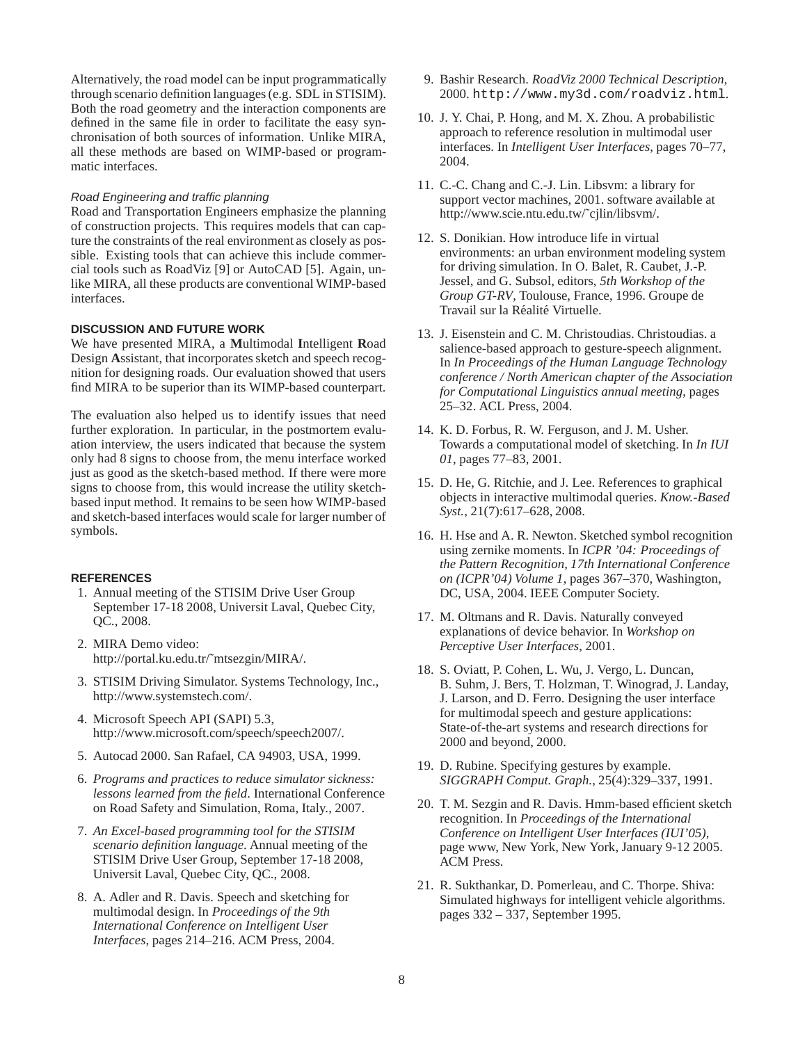Alternatively, the road model can be input programmatically through scenario definition languages (e.g. SDL in STISIM). Both the road geometry and the interaction components are defined in the same file in order to facilitate the easy synchronisation of both sources of information. Unlike MIRA, all these methods are based on WIMP-based or programmatic interfaces.

#### *Road Engineering and traffic planning*

Road and Transportation Engineers emphasize the planning of construction projects. This requires models that can capture the constraints of the real environment as closely as possible. Existing tools that can achieve this include commercial tools such as RoadViz [9] or AutoCAD [5]. Again, unlike MIRA, all these products are conventional WIMP-based interfaces.

## DISCUSSION AND FUTURE WORK

We have presented MIRA, a **M**ultimodal **I**ntelligent **R**oad Design **A**ssistant, that incorporates sketch and speech recognition for designing roads. Our evaluation showed that users find MIRA to be superior than its WIMP-based counterpart.

The evaluation also helped us to identify issues that need further exploration. In particular, in the postmortem evaluation interview, the users indicated that because the system only had 8 signs to choose from, the menu interface worked just as good as the sketch-based method. If there were more signs to choose from, this would increase the utility sketch-based input method. It remains to be seen how WIMP-based and sketch-based interfaces would scale for larger number of symbols.

## REFERENCES

1. Annual meeting of the STISIM Drive User Group September 17-18 2008, Universit Laval, Quebec City, QC., 2008.
2. MIRA Demo video: http://portal.ku.edu.tr/˜mtsezgin/MIRA/.
3. STISIM Driving Simulator. Systems Technology, Inc., http://www.systemstech.com/.
4. Microsoft Speech API (SAPI) 5.3, http://www.microsoft.com/speech/speech2007/.
5. Autocad 2000. San Rafael, CA 94903, USA, 1999.
6. *Programs and practices to reduce simulator sickness: lessons learned from the field*. International Conference on Road Safety and Simulation, Roma, Italy., 2007.
7. *An Excel-based programming tool for the STISIM scenario definition language*. Annual meeting of the STISIM Drive User Group, September 17-18 2008, Universit Laval, Quebec City, QC., 2008.
8. A. Adler and R. Davis. Speech and sketching for multimodal design. In *Proceedings of the 9th International Conference on Intelligent User Interfaces*, pages 214–216. ACM Press, 2004.
9. Bashir Research. *RoadViz 2000 Technical Description*, 2000. http://www.my3d.com/roadviz.html.
10. J. Y. Chai, P. Hong, and M. X. Zhou. A probabilistic approach to reference resolution in multimodal user interfaces. In *Intelligent User Interfaces*, pages 70–77, 2004.
11. C.-C. Chang and C.-J. Lin. Libsvm: a library for support vector machines, 2001. software available at http://www.scie.ntu.edu.tw/˜cjlin/libsvm/.
12. S. Donikian. How introduce life in virtual environments: an urban environment modeling system for driving simulation. In O. Balet, R. Caubet, J.-P. Jessel, and G. Subsol, editors, *5th Workshop of the Group GT-RV*, Toulouse, France, 1996. Groupe de Travail sur la Réalité Virtuelle.
13. J. Eisenstein and C. M. Christoudias. Christoudias. a salience-based approach to gesture-speech alignment. In *In Proceedings of the Human Language Technology conference / North American chapter of the Association for Computational Linguistics annual meeting*, pages 25–32. ACL Press, 2004.
14. K. D. Forbus, R. W. Ferguson, and J. M. Usher. Towards a computational model of sketching. In *In IUI 01*, pages 77–83, 2001.
15. D. He, G. Ritchie, and J. Lee. References to graphical objects in interactive multimodal queries. *Know.-Based Syst.*, 21(7):617–628, 2008.
16. H. Hse and A. R. Newton. Sketched symbol recognition using zernike moments. In *ICPR '04: Proceedings of the Pattern Recognition, 17th International Conference on (ICPR'04) Volume 1*, pages 367–370, Washington, DC, USA, 2004. IEEE Computer Society.
17. M. Oltmans and R. Davis. Naturally conveyed explanations of device behavior. In *Workshop on Perceptive User Interfaces*, 2001.
18. S. Oviatt, P. Cohen, L. Wu, J. Vergo, L. Duncan, B. Suhm, J. Bers, T. Holzman, T. Winograd, J. Landay, J. Larson, and D. Ferro. Designing the user interface for multimodal speech and gesture applications: State-of-the-art systems and research directions for 2000 and beyond, 2000.
19. D. Rubine. Specifying gestures by example. *SIGGRAPH Comput. Graph.*, 25(4):329–337, 1991.
20. T. M. Sezgin and R. Davis. Hmm-based efficient sketch recognition. In *Proceedings of the International Conference on Intelligent User Interfaces (IUI'05)*, page www, New York, New York, January 9-12 2005. ACM Press.
21. R. Sukthankar, D. Pomerleau, and C. Thorpe. Shiva: Simulated highways for intelligent vehicle algorithms. pages 332 – 337, September 1995.